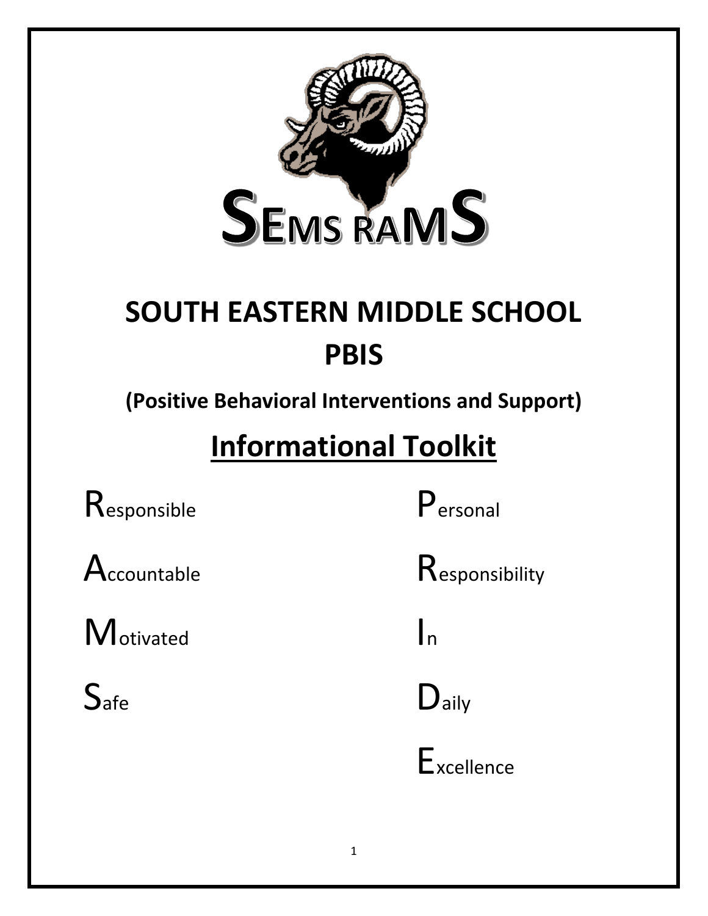SEMS RAMS

# SOUTH EASTERN MIDDLE SCHOOL PBIS

**(Positive Behavioral Interventions and Support)**

## Informational Toolkit

Responsible
Accountable
Motivated
Safe

Personal
Responsibility
In
Daily
Excellence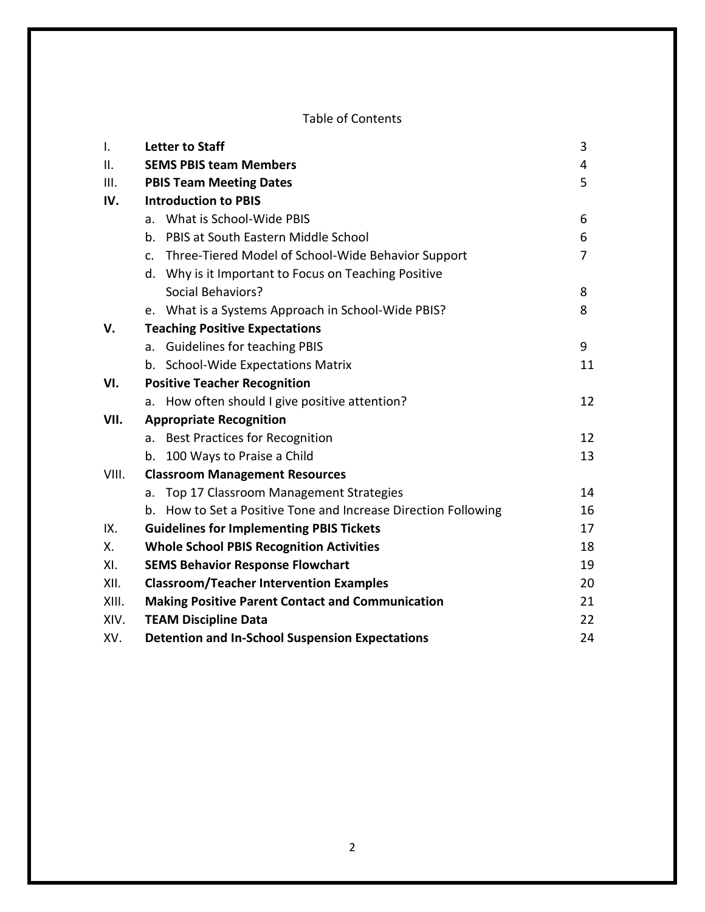Table of Contents

| | | |
|---|---|---|
| I. | **Letter to Staff** | 3 |
| II. | **SEMS PBIS team Members** | 4 |
| III. | **PBIS Team Meeting Dates** | 5 |
| **IV.** | **Introduction to PBIS** | |
| | a. What is School-Wide PBIS | 6 |
| | b. PBIS at South Eastern Middle School | 6 |
| | c. Three-Tiered Model of School-Wide Behavior Support | 7 |
| | d. Why is it Important to Focus on Teaching Positive Social Behaviors? | 8 |
| | e. What is a Systems Approach in School-Wide PBIS? | 8 |
| **V.** | **Teaching Positive Expectations** | |
| | a. Guidelines for teaching PBIS | 9 |
| | b. School-Wide Expectations Matrix | 11 |
| **VI.** | **Positive Teacher Recognition** | |
| | a. How often should I give positive attention? | 12 |
| **VII.** | **Appropriate Recognition** | |
| | a. Best Practices for Recognition | 12 |
| | b. 100 Ways to Praise a Child | 13 |
| VIII. | **Classroom Management Resources** | |
| | a. Top 17 Classroom Management Strategies | 14 |
| | b. How to Set a Positive Tone and Increase Direction Following | 16 |
| IX. | **Guidelines for Implementing PBIS Tickets** | 17 |
| X. | **Whole School PBIS Recognition Activities** | 18 |
| XI. | **SEMS Behavior Response Flowchart** | 19 |
| XII. | **Classroom/Teacher Intervention Examples** | 20 |
| XIII. | **Making Positive Parent Contact and Communication** | 21 |
| XIV. | **TEAM Discipline Data** | 22 |
| XV. | **Detention and In-School Suspension Expectations** | 24 |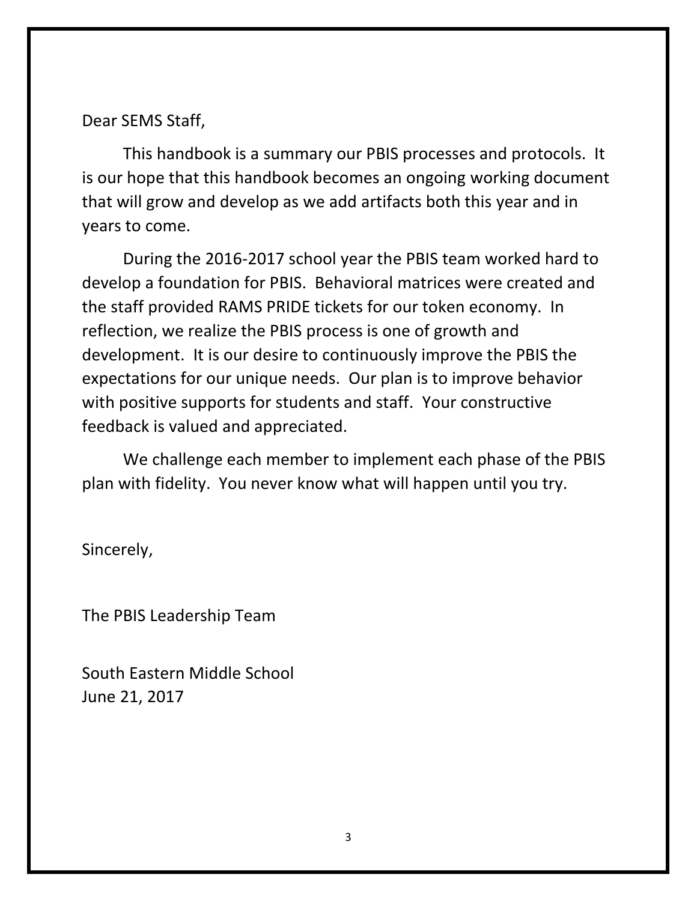Dear SEMS Staff,

This handbook is a summary our PBIS processes and protocols. It is our hope that this handbook becomes an ongoing working document that will grow and develop as we add artifacts both this year and in years to come.

During the 2016-2017 school year the PBIS team worked hard to develop a foundation for PBIS. Behavioral matrices were created and the staff provided RAMS PRIDE tickets for our token economy. In reflection, we realize the PBIS process is one of growth and development. It is our desire to continuously improve the PBIS the expectations for our unique needs. Our plan is to improve behavior with positive supports for students and staff. Your constructive feedback is valued and appreciated.

We challenge each member to implement each phase of the PBIS plan with fidelity. You never know what will happen until you try.

Sincerely,

The PBIS Leadership Team

South Eastern Middle School
June 21, 2017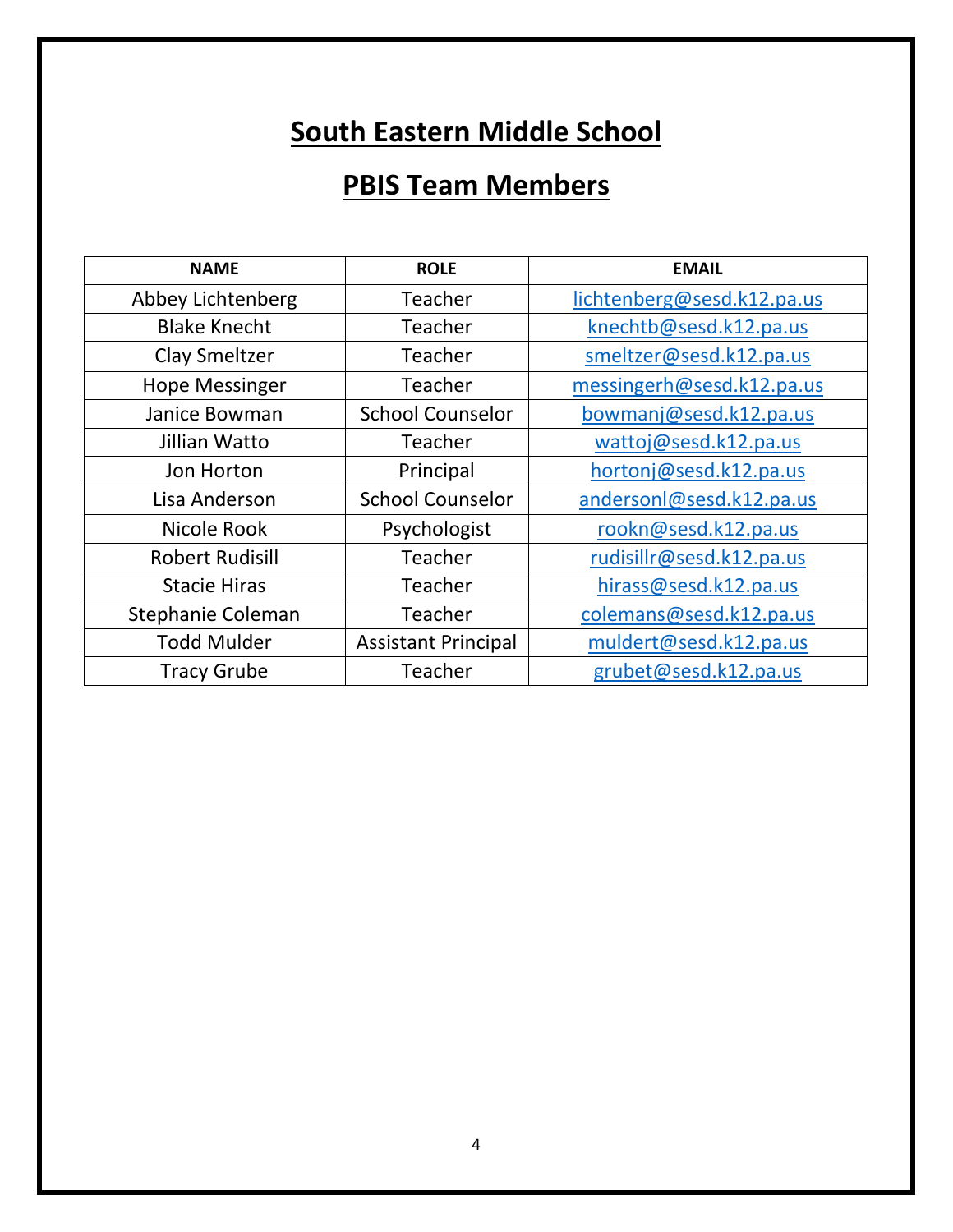# South Eastern Middle School

## PBIS Team Members

| NAME | ROLE | EMAIL |
|---|---|---|
| Abbey Lichtenberg | Teacher | lichtenberg@sesd.k12.pa.us |
| Blake Knecht | Teacher | knechtb@sesd.k12.pa.us |
| Clay Smeltzer | Teacher | smeltzer@sesd.k12.pa.us |
| Hope Messinger | Teacher | messingerh@sesd.k12.pa.us |
| Janice Bowman | School Counselor | bowmanj@sesd.k12.pa.us |
| Jillian Watto | Teacher | wattoj@sesd.k12.pa.us |
| Jon Horton | Principal | hortonj@sesd.k12.pa.us |
| Lisa Anderson | School Counselor | andersonl@sesd.k12.pa.us |
| Nicole Rook | Psychologist | rookn@sesd.k12.pa.us |
| Robert Rudisill | Teacher | rudisillr@sesd.k12.pa.us |
| Stacie Hiras | Teacher | hirass@sesd.k12.pa.us |
| Stephanie Coleman | Teacher | colemans@sesd.k12.pa.us |
| Todd Mulder | Assistant Principal | muldert@sesd.k12.pa.us |
| Tracy Grube | Teacher | grubet@sesd.k12.pa.us |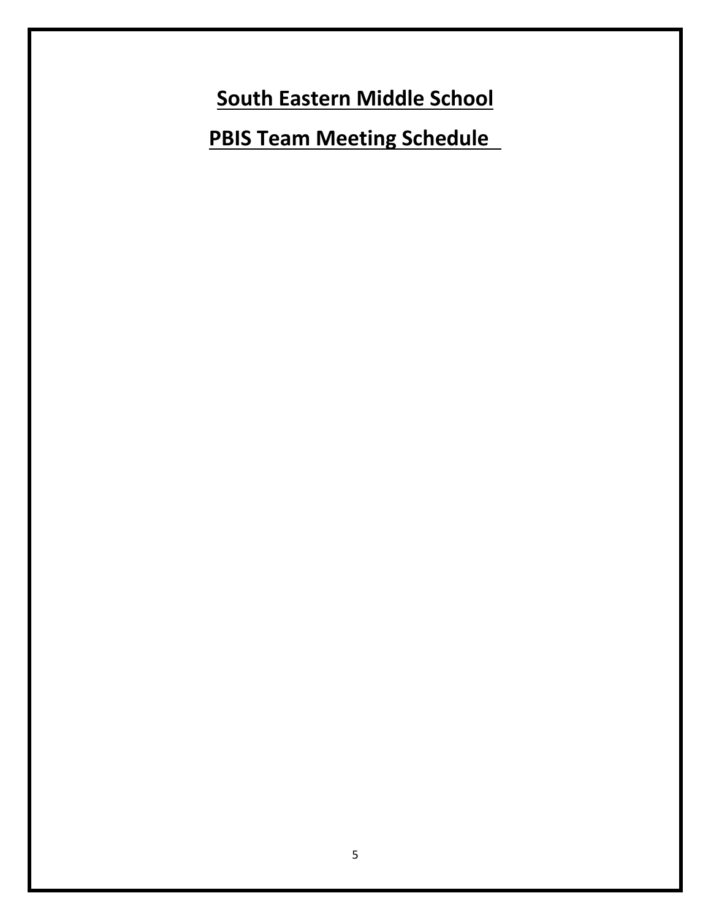# **South Eastern Middle School**

# **PBIS Team Meeting Schedule**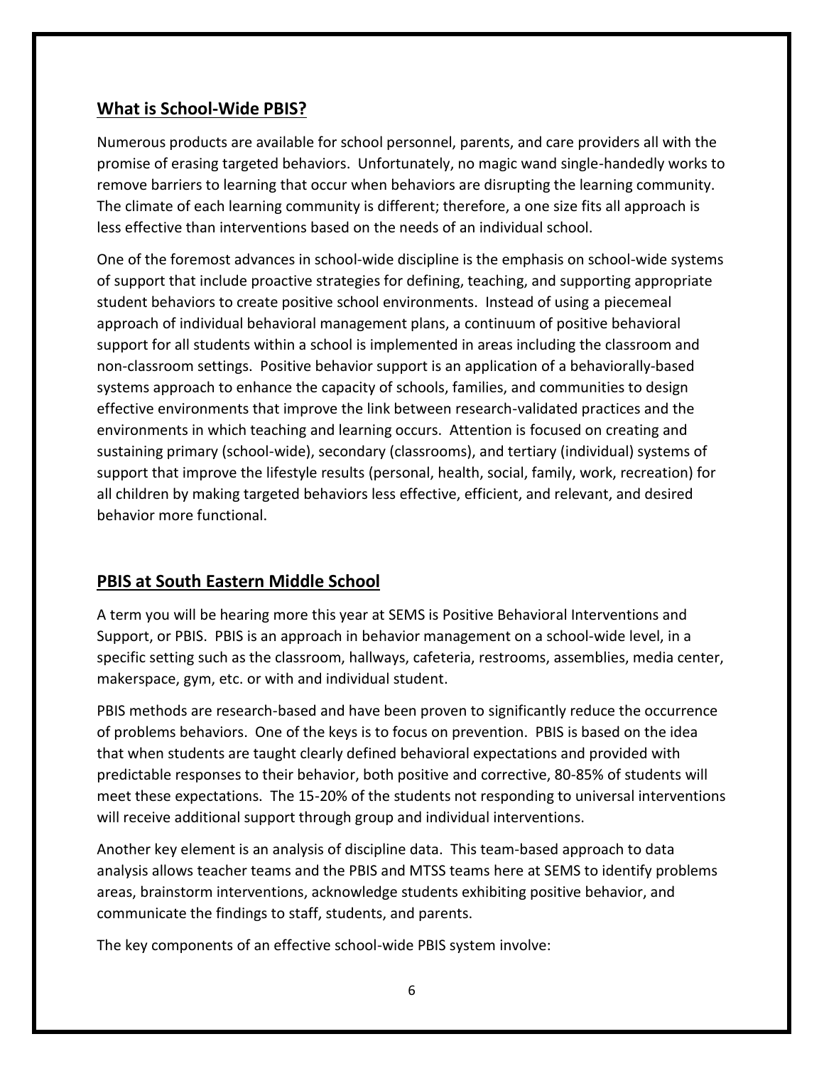## What is School-Wide PBIS?

Numerous products are available for school personnel, parents, and care providers all with the promise of erasing targeted behaviors. Unfortunately, no magic wand single-handedly works to remove barriers to learning that occur when behaviors are disrupting the learning community. The climate of each learning community is different; therefore, a one size fits all approach is less effective than interventions based on the needs of an individual school.

One of the foremost advances in school-wide discipline is the emphasis on school-wide systems of support that include proactive strategies for defining, teaching, and supporting appropriate student behaviors to create positive school environments. Instead of using a piecemeal approach of individual behavioral management plans, a continuum of positive behavioral support for all students within a school is implemented in areas including the classroom and non-classroom settings. Positive behavior support is an application of a behaviorally-based systems approach to enhance the capacity of schools, families, and communities to design effective environments that improve the link between research-validated practices and the environments in which teaching and learning occurs. Attention is focused on creating and sustaining primary (school-wide), secondary (classrooms), and tertiary (individual) systems of support that improve the lifestyle results (personal, health, social, family, work, recreation) for all children by making targeted behaviors less effective, efficient, and relevant, and desired behavior more functional.

## PBIS at South Eastern Middle School

A term you will be hearing more this year at SEMS is Positive Behavioral Interventions and Support, or PBIS. PBIS is an approach in behavior management on a school-wide level, in a specific setting such as the classroom, hallways, cafeteria, restrooms, assemblies, media center, makerspace, gym, etc. or with and individual student.

PBIS methods are research-based and have been proven to significantly reduce the occurrence of problems behaviors. One of the keys is to focus on prevention. PBIS is based on the idea that when students are taught clearly defined behavioral expectations and provided with predictable responses to their behavior, both positive and corrective, 80-85% of students will meet these expectations. The 15-20% of the students not responding to universal interventions will receive additional support through group and individual interventions.

Another key element is an analysis of discipline data. This team-based approach to data analysis allows teacher teams and the PBIS and MTSS teams here at SEMS to identify problems areas, brainstorm interventions, acknowledge students exhibiting positive behavior, and communicate the findings to staff, students, and parents.

The key components of an effective school-wide PBIS system involve: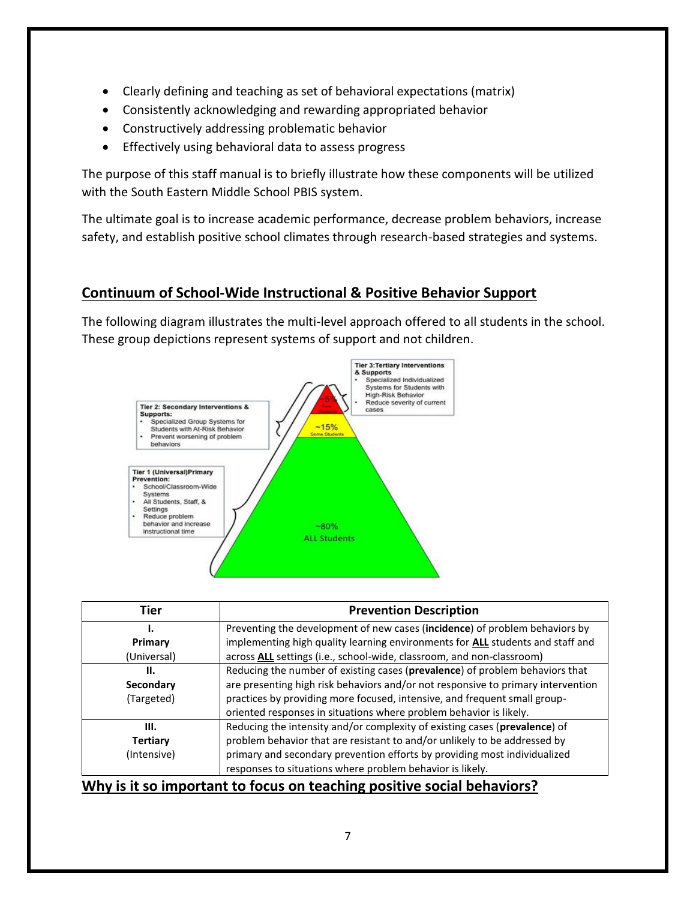- Clearly defining and teaching as set of behavioral expectations (matrix)
- Consistently acknowledging and rewarding appropriated behavior
- Constructively addressing problematic behavior
- Effectively using behavioral data to assess progress

The purpose of this staff manual is to briefly illustrate how these components will be utilized with the South Eastern Middle School PBIS system.

The ultimate goal is to increase academic performance, decrease problem behaviors, increase safety, and establish positive school climates through research-based strategies and systems.

## Continuum of School-Wide Instructional & Positive Behavior Support

The following diagram illustrates the multi-level approach offered to all students in the school. These group depictions represent systems of support and not children.

**Tier 3: Tertiary Interventions & Supports**
- Specialized Individualized Systems for Students with High-Risk Behavior
- Reduce severity of current cases

~5% Few Students

**Tier 2: Secondary Interventions & Supports:**
- Specialized Group Systems for Students with At-Risk Behavior
- Prevent worsening of problem behaviors

~15% Some Students

**Tier 1 (Universal) Primary Prevention:**
- School/Classroom-Wide Systems
- All Students, Staff, & Settings
- Reduce problem behavior and increase instructional time

~80% ALL Students

| Tier | Prevention Description |
|---|---|
| I.<br>**Primary**<br>(Universal) | Preventing the development of new cases (**incidence**) of problem behaviors by implementing high quality learning environments for **ALL** students and staff and across **ALL** settings (i.e., school-wide, classroom, and non-classroom) |
| II.<br>**Secondary**<br>(Targeted) | Reducing the number of existing cases (**prevalence**) of problem behaviors that are presenting high risk behaviors and/or not responsive to primary intervention practices by providing more focused, intensive, and frequent small group-oriented responses in situations where problem behavior is likely. |
| III.<br>**Tertiary**<br>(Intensive) | Reducing the intensity and/or complexity of existing cases (**prevalence**) of problem behavior that are resistant to and/or unlikely to be addressed by primary and secondary prevention efforts by providing most individualized responses to situations where problem behavior is likely. |

## Why is it so important to focus on teaching positive social behaviors?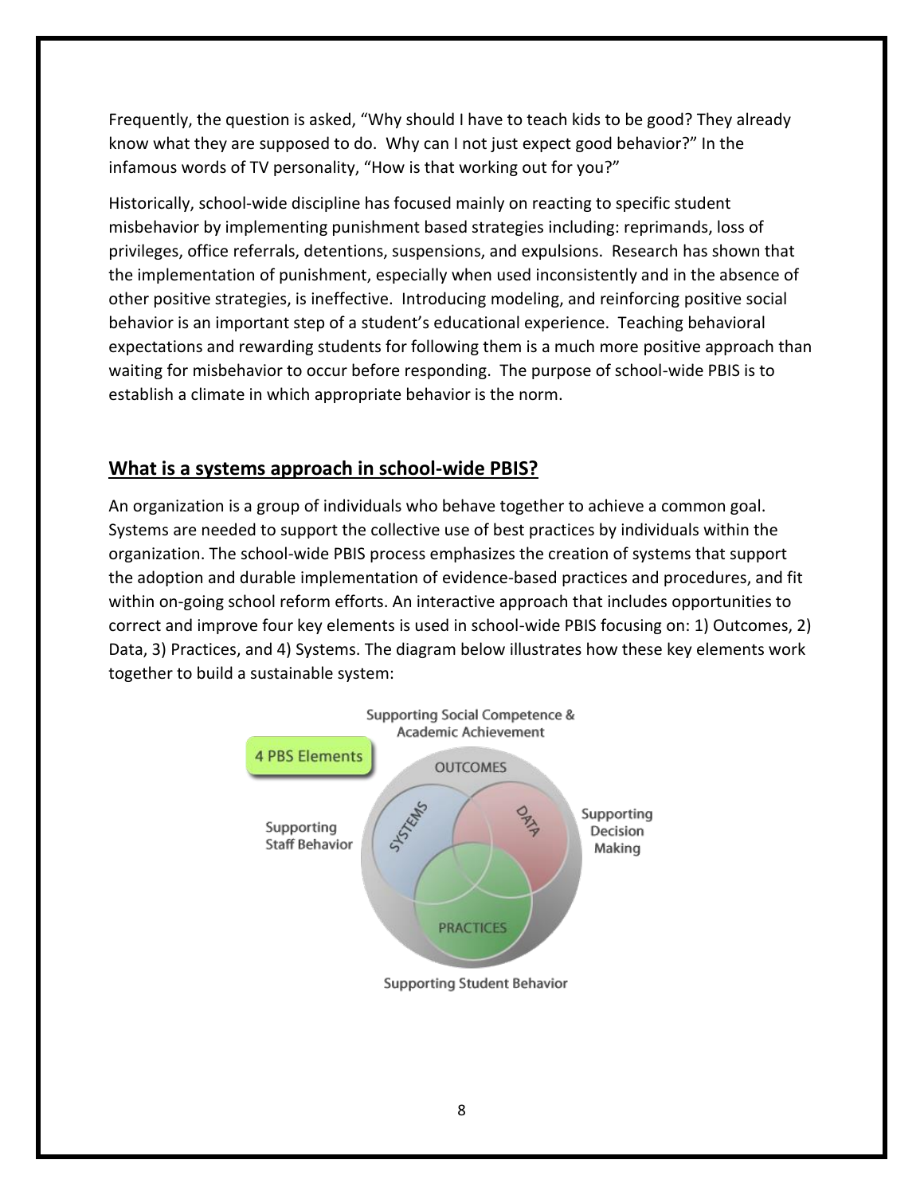Frequently, the question is asked, "Why should I have to teach kids to be good? They already know what they are supposed to do. Why can I not just expect good behavior?" In the infamous words of TV personality, "How is that working out for you?"

Historically, school-wide discipline has focused mainly on reacting to specific student misbehavior by implementing punishment based strategies including: reprimands, loss of privileges, office referrals, detentions, suspensions, and expulsions. Research has shown that the implementation of punishment, especially when used inconsistently and in the absence of other positive strategies, is ineffective. Introducing modeling, and reinforcing positive social behavior is an important step of a student's educational experience. Teaching behavioral expectations and rewarding students for following them is a much more positive approach than waiting for misbehavior to occur before responding. The purpose of school-wide PBIS is to establish a climate in which appropriate behavior is the norm.

## **What is a systems approach in school-wide PBIS?**

An organization is a group of individuals who behave together to achieve a common goal. Systems are needed to support the collective use of best practices by individuals within the organization. The school-wide PBIS process emphasizes the creation of systems that support the adoption and durable implementation of evidence-based practices and procedures, and fit within on-going school reform efforts. An interactive approach that includes opportunities to correct and improve four key elements is used in school-wide PBIS focusing on: 1) Outcomes, 2) Data, 3) Practices, and 4) Systems. The diagram below illustrates how these key elements work together to build a sustainable system: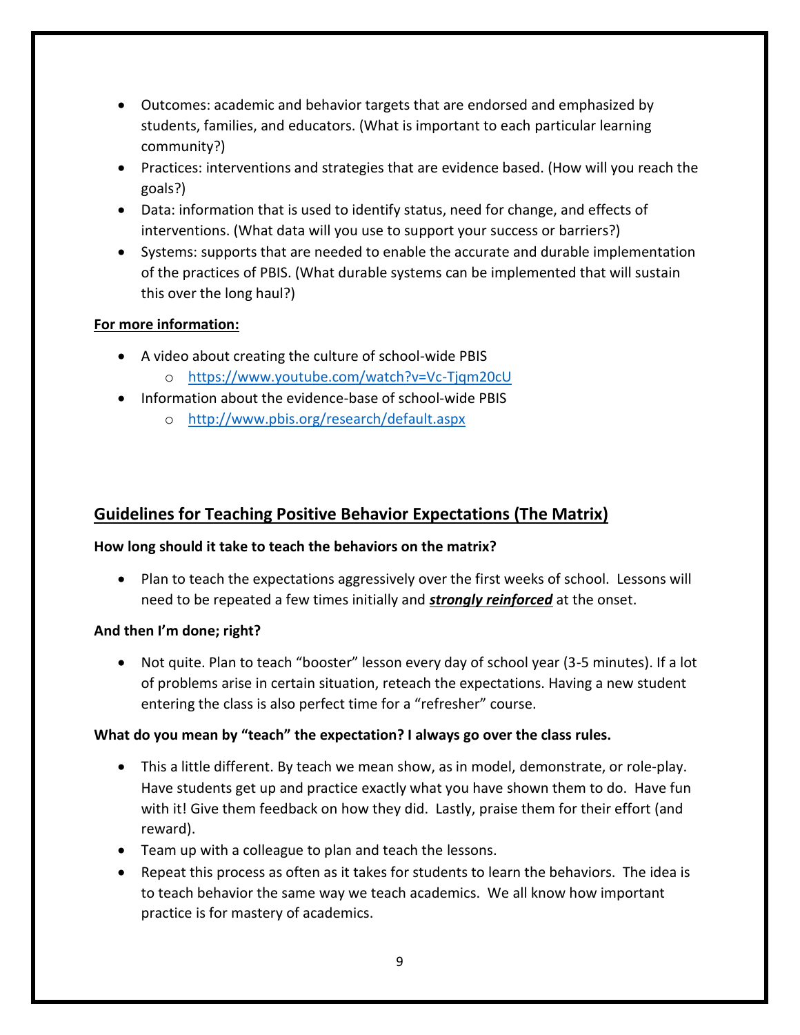- Outcomes: academic and behavior targets that are endorsed and emphasized by students, families, and educators. (What is important to each particular learning community?)
- Practices: interventions and strategies that are evidence based. (How will you reach the goals?)
- Data: information that is used to identify status, need for change, and effects of interventions. (What data will you use to support your success or barriers?)
- Systems: supports that are needed to enable the accurate and durable implementation of the practices of PBIS. (What durable systems can be implemented that will sustain this over the long haul?)

**For more information:**

- A video about creating the culture of school-wide PBIS
  - https://www.youtube.com/watch?v=Vc-Tjqm20cU
- Information about the evidence-base of school-wide PBIS
  - http://www.pbis.org/research/default.aspx

## Guidelines for Teaching Positive Behavior Expectations (The Matrix)

**How long should it take to teach the behaviors on the matrix?**

- Plan to teach the expectations aggressively over the first weeks of school. Lessons will need to be repeated a few times initially and ***strongly reinforced*** at the onset.

**And then I'm done; right?**

- Not quite. Plan to teach "booster" lesson every day of school year (3-5 minutes). If a lot of problems arise in certain situation, reteach the expectations. Having a new student entering the class is also perfect time for a "refresher" course.

**What do you mean by "teach" the expectation? I always go over the class rules.**

- This a little different. By teach we mean show, as in model, demonstrate, or role-play. Have students get up and practice exactly what you have shown them to do. Have fun with it! Give them feedback on how they did. Lastly, praise them for their effort (and reward).
- Team up with a colleague to plan and teach the lessons.
- Repeat this process as often as it takes for students to learn the behaviors. The idea is to teach behavior the same way we teach academics. We all know how important practice is for mastery of academics.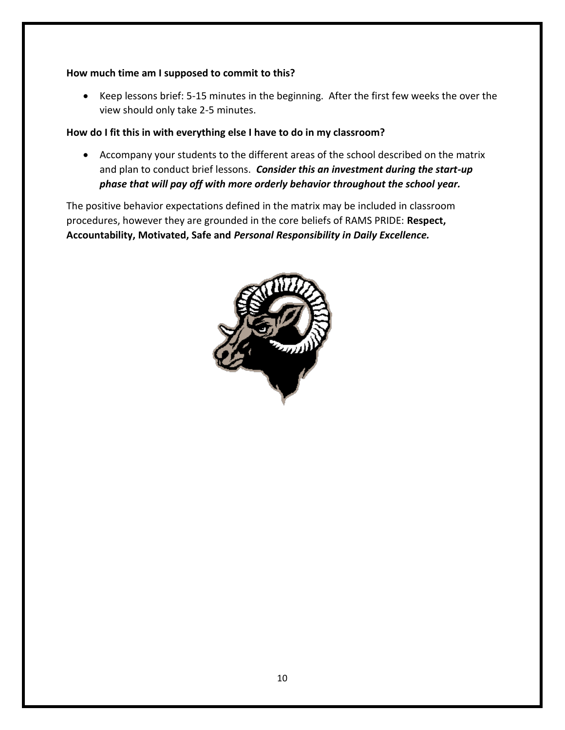**How much time am I supposed to commit to this?**

- Keep lessons brief: 5-15 minutes in the beginning. After the first few weeks the over the view should only take 2-5 minutes.

**How do I fit this in with everything else I have to do in my classroom?**

- Accompany your students to the different areas of the school described on the matrix and plan to conduct brief lessons. ***Consider this an investment during the start-up phase that will pay off with more orderly behavior throughout the school year.***

The positive behavior expectations defined in the matrix may be included in classroom procedures, however they are grounded in the core beliefs of RAMS PRIDE: **Respect, Accountability, Motivated, Safe and** ***Personal Responsibility in Daily Excellence.***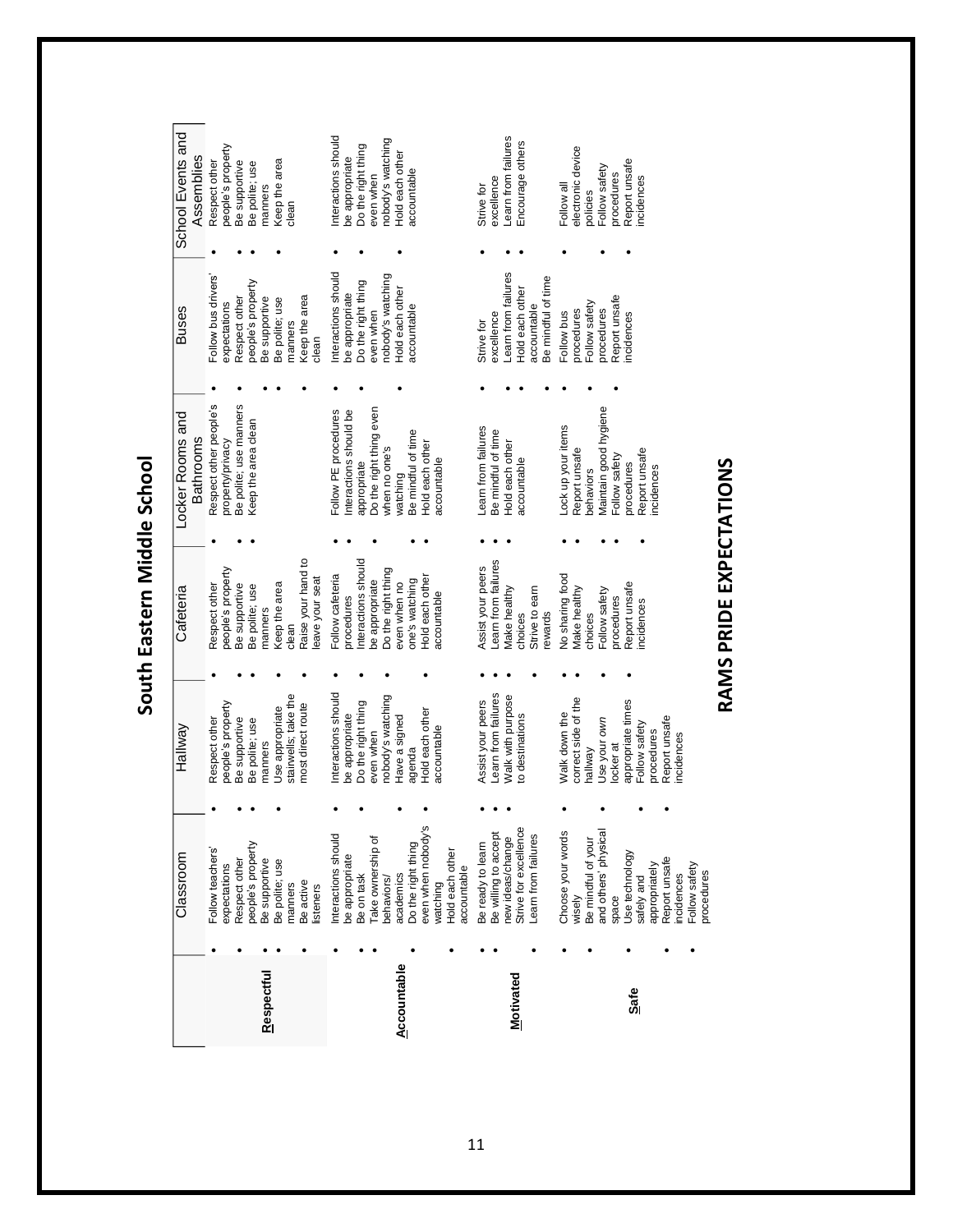# South Eastern Middle School

## RAMS PRIDE EXPECTATIONS

| | Classroom | Hallway | Cafeteria | Locker Rooms and Bathrooms | Buses | School Events and Assemblies |
|---|---|---|---|---|---|---|
| **R**espectful | • Follow teachers' expectations<br>• Respect other people's property<br>• Be supportive<br>• Be polite; use manners<br>• Be active listeners | • Respect other people's property<br>• Be supportive<br>• Be polite; use manners<br>• Use appropriate stairwells; take the most direct route | • Respect other people's property<br>• Be supportive<br>• Be polite; use manners<br>• Keep the area clean<br>• Raise your hand to leave your seat | • Respect other people's property/privacy<br>• Be polite; use manners<br>• Keep the area clean | • Follow bus drivers' expectations<br>• Respect other people's property<br>• Be supportive<br>• Be polite; use manners<br>• Keep the area clean | • Respect other people's property<br>• Be supportive<br>• Be polite; use manners<br>• Keep the area clean |
| **A**ccountable | • Interactions should be appropriate<br>• Be on task<br>• Take ownership of behaviors/academics<br>• Do the right thing even when nobody's watching<br>• Hold each other accountable | • Interactions should be appropriate<br>• Do the right thing even when nobody's watching<br>• Have a signed agenda<br>• Hold each other accountable | • Follow cafeteria procedures<br>• Interactions should be appropriate<br>• Do the right thing even when no one's watching<br>• Hold each other accountable | • Follow PE procedures<br>• Interactions should be appropriate<br>• Do the right thing even when no one's watching<br>• Be mindful of time<br>• Hold each other accountable | • Interactions should be appropriate<br>• Do the right thing even when nobody's watching<br>• Hold each other accountable | • Interactions should be appropriate<br>• Do the right thing even when nobody's watching<br>• Hold each other accountable |
| **M**otivated | • Be ready to learn<br>• Be willing to accept new ideas/change<br>• Strive for excellence<br>• Learn from failures | • Assist your peers<br>• Learn from failures<br>• Walk with purpose to destinations | • Assist your peers<br>• Learn from failures<br>• Make healthy choices<br>• Strive to earn rewards | • Learn from failures<br>• Be mindful of time<br>• Hold each other accountable | • Strive for excellence<br>• Learn from failures<br>• Hold each other accountable<br>• Be mindful of time | • Strive for excellence<br>• Learn from failures<br>• Encourage others |
| **S**afe | • Choose your words wisely<br>• Be mindful of your and others' physical space<br>• Use technology safely and appropriately<br>• Report unsafe incidences<br>• Follow safety procedures | • Walk down the correct side of the hallway<br>• Use your own locker at appropriate times<br>• Follow safety procedures<br>• Report unsafe incidences | • No sharing food<br>• Make healthy choices<br>• Follow safety procedures<br>• Report unsafe incidences | • Lock up your items<br>• Report unsafe behaviors<br>• Maintain good hygiene<br>• Follow safety procedures<br>• Report unsafe incidences | • Follow bus procedures<br>• Follow safety procedures<br>• Report unsafe incidences | • Follow all electronic device policies<br>• Follow safety procedures<br>• Report unsafe incidences |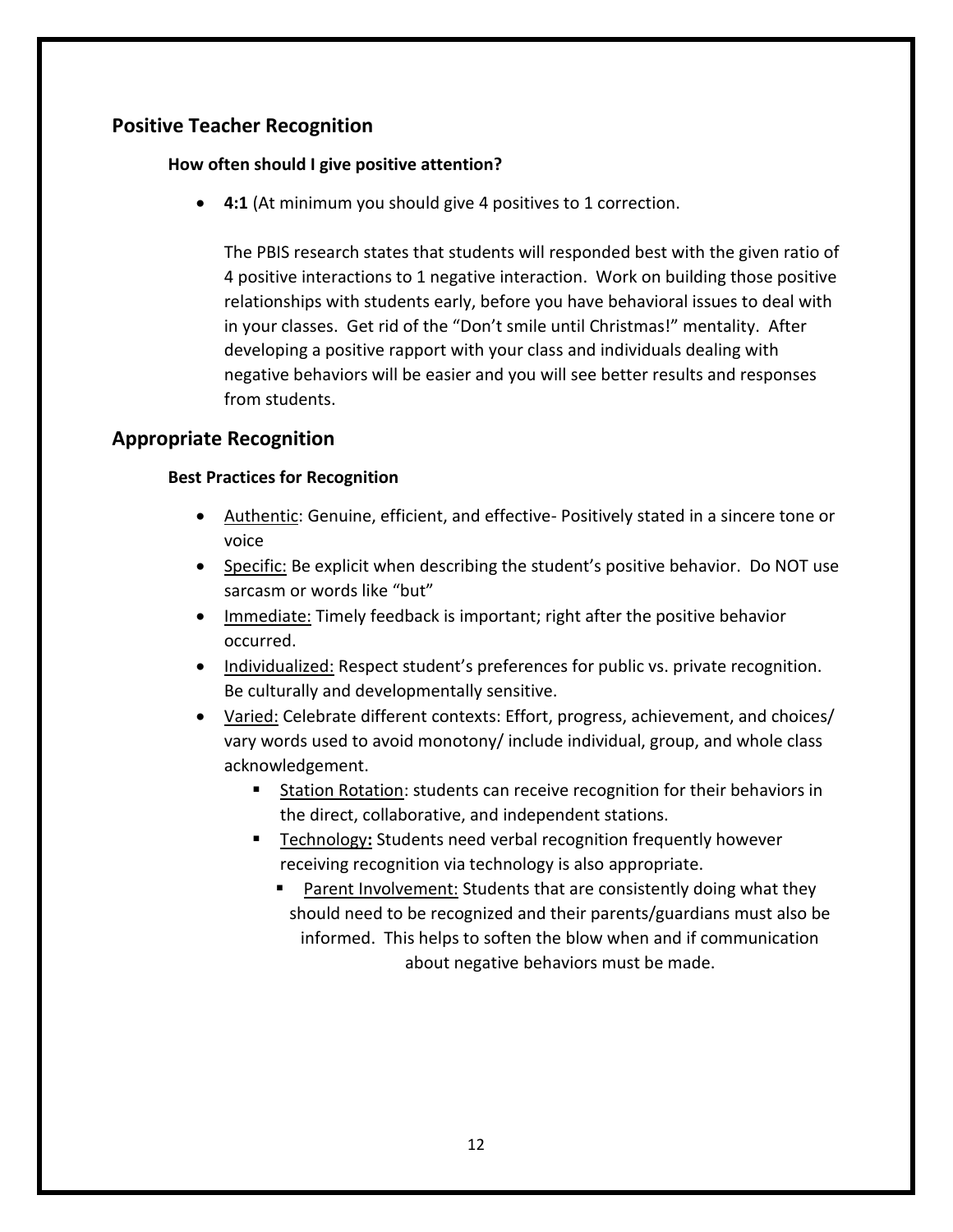## Positive Teacher Recognition

### How often should I give positive attention?

- **4:1** (At minimum you should give 4 positives to 1 correction.

  The PBIS research states that students will responded best with the given ratio of 4 positive interactions to 1 negative interaction. Work on building those positive relationships with students early, before you have behavioral issues to deal with in your classes. Get rid of the "Don't smile until Christmas!" mentality. After developing a positive rapport with your class and individuals dealing with negative behaviors will be easier and you will see better results and responses from students.

## Appropriate Recognition

### Best Practices for Recognition

- Authentic: Genuine, efficient, and effective- Positively stated in a sincere tone or voice
- Specific: Be explicit when describing the student's positive behavior. Do NOT use sarcasm or words like "but"
- Immediate: Timely feedback is important; right after the positive behavior occurred.
- Individualized: Respect student's preferences for public vs. private recognition. Be culturally and developmentally sensitive.
- Varied: Celebrate different contexts: Effort, progress, achievement, and choices/ vary words used to avoid monotony/ include individual, group, and whole class acknowledgement.
  - Station Rotation: students can receive recognition for their behaviors in the direct, collaborative, and independent stations.
  - Technology**:** Students need verbal recognition frequently however receiving recognition via technology is also appropriate.
    - Parent Involvement: Students that are consistently doing what they should need to be recognized and their parents/guardians must also be informed. This helps to soften the blow when and if communication about negative behaviors must be made.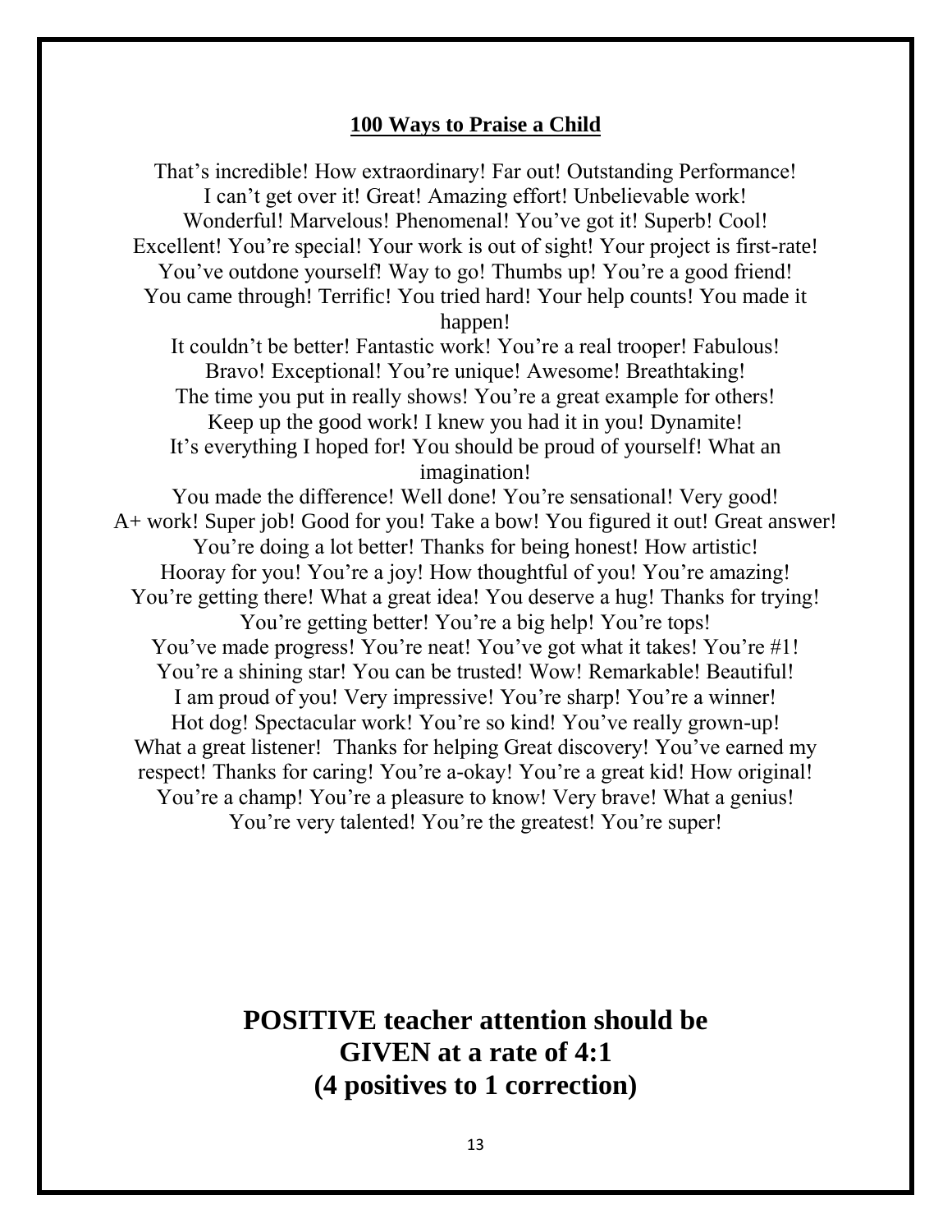**100 Ways to Praise a Child**

That's incredible! How extraordinary! Far out! Outstanding Performance! I can't get over it! Great! Amazing effort! Unbelievable work! Wonderful! Marvelous! Phenomenal! You've got it! Superb! Cool! Excellent! You're special! Your work is out of sight! Your project is first-rate! You've outdone yourself! Way to go! Thumbs up! You're a good friend! You came through! Terrific! You tried hard! Your help counts! You made it happen!
It couldn't be better! Fantastic work! You're a real trooper! Fabulous! Bravo! Exceptional! You're unique! Awesome! Breathtaking! The time you put in really shows! You're a great example for others! Keep up the good work! I knew you had it in you! Dynamite! It's everything I hoped for! You should be proud of yourself! What an imagination!
You made the difference! Well done! You're sensational! Very good! A+ work! Super job! Good for you! Take a bow! You figured it out! Great answer! You're doing a lot better! Thanks for being honest! How artistic! Hooray for you! You're a joy! How thoughtful of you! You're amazing! You're getting there! What a great idea! You deserve a hug! Thanks for trying! You're getting better! You're a big help! You're tops! You've made progress! You're neat! You've got what it takes! You're #1! You're a shining star! You can be trusted! Wow! Remarkable! Beautiful! I am proud of you! Very impressive! You're sharp! You're a winner! Hot dog! Spectacular work! You're so kind! You've really grown-up! What a great listener! Thanks for helping Great discovery! You've earned my respect! Thanks for caring! You're a-okay! You're a great kid! How original! You're a champ! You're a pleasure to know! Very brave! What a genius! You're very talented! You're the greatest! You're super!

## POSITIVE teacher attention should be GIVEN at a rate of 4:1 (4 positives to 1 correction)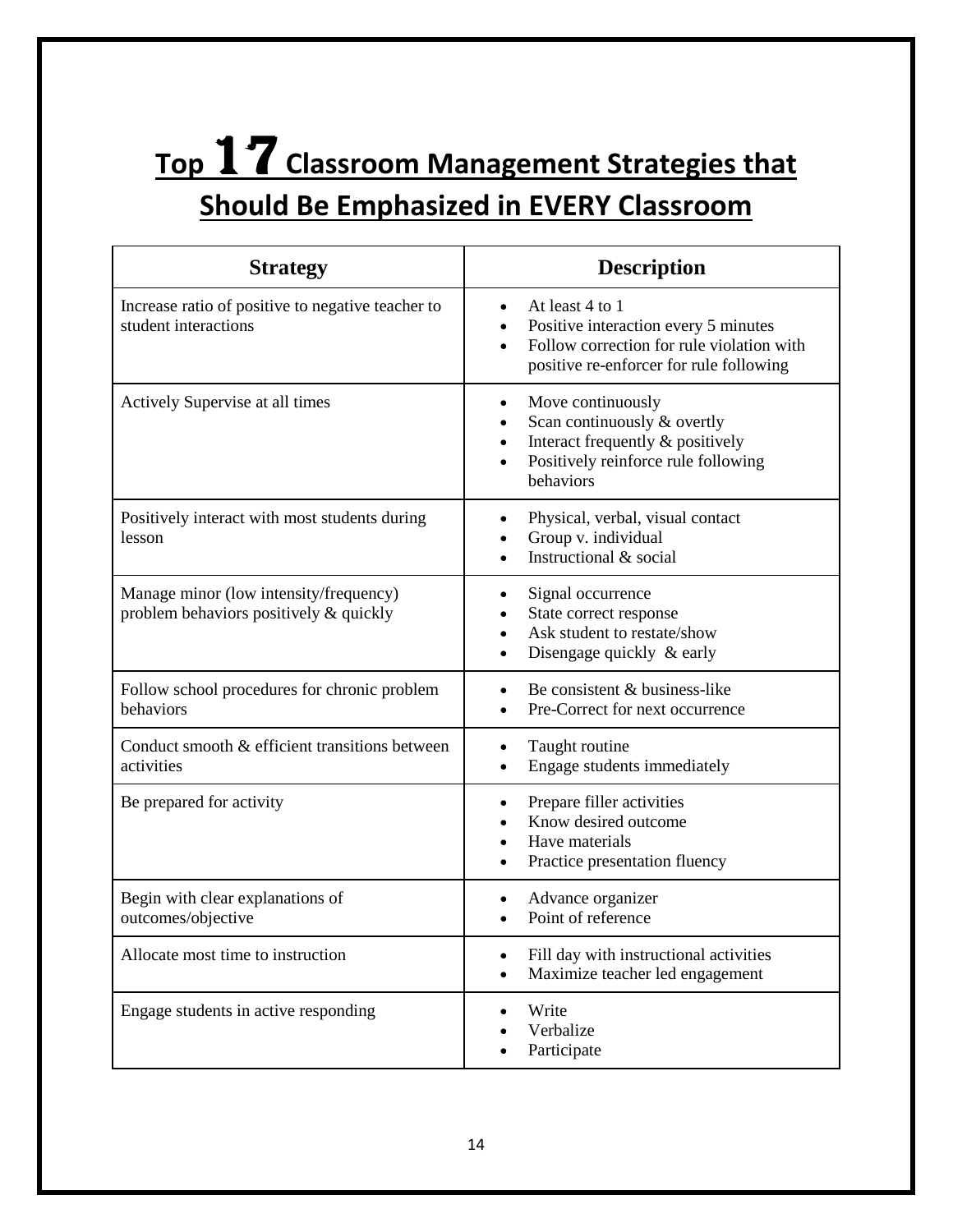# Top 17 Classroom Management Strategies that Should Be Emphasized in EVERY Classroom

| Strategy | Description |
| --- | --- |
| Increase ratio of positive to negative teacher to student interactions | • At least 4 to 1<br>• Positive interaction every 5 minutes<br>• Follow correction for rule violation with positive re-enforcer for rule following |
| Actively Supervise at all times | • Move continuously<br>• Scan continuously & overtly<br>• Interact frequently & positively<br>• Positively reinforce rule following behaviors |
| Positively interact with most students during lesson | • Physical, verbal, visual contact<br>• Group v. individual<br>• Instructional & social |
| Manage minor (low intensity/frequency) problem behaviors positively & quickly | • Signal occurrence<br>• State correct response<br>• Ask student to restate/show<br>• Disengage quickly & early |
| Follow school procedures for chronic problem behaviors | • Be consistent & business-like<br>• Pre-Correct for next occurrence |
| Conduct smooth & efficient transitions between activities | • Taught routine<br>• Engage students immediately |
| Be prepared for activity | • Prepare filler activities<br>• Know desired outcome<br>• Have materials<br>• Practice presentation fluency |
| Begin with clear explanations of outcomes/objective | • Advance organizer<br>• Point of reference |
| Allocate most time to instruction | • Fill day with instructional activities<br>• Maximize teacher led engagement |
| Engage students in active responding | • Write<br>• Verbalize<br>• Participate |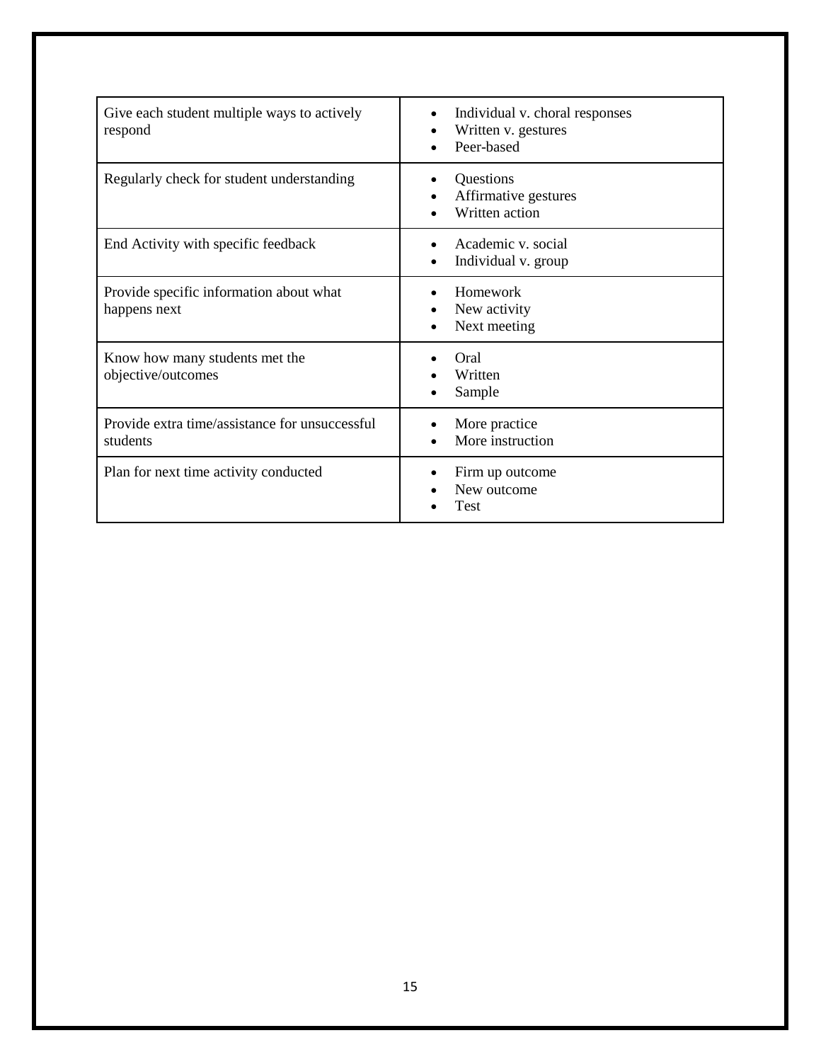| | |
|---|---|
| Give each student multiple ways to actively respond | • Individual v. choral responses<br>• Written v. gestures<br>• Peer-based |
| Regularly check for student understanding | • Questions<br>• Affirmative gestures<br>• Written action |
| End Activity with specific feedback | • Academic v. social<br>• Individual v. group |
| Provide specific information about what happens next | • Homework<br>• New activity<br>• Next meeting |
| Know how many students met the objective/outcomes | • Oral<br>• Written<br>• Sample |
| Provide extra time/assistance for unsuccessful students | • More practice<br>• More instruction |
| Plan for next time activity conducted | • Firm up outcome<br>• New outcome<br>• Test |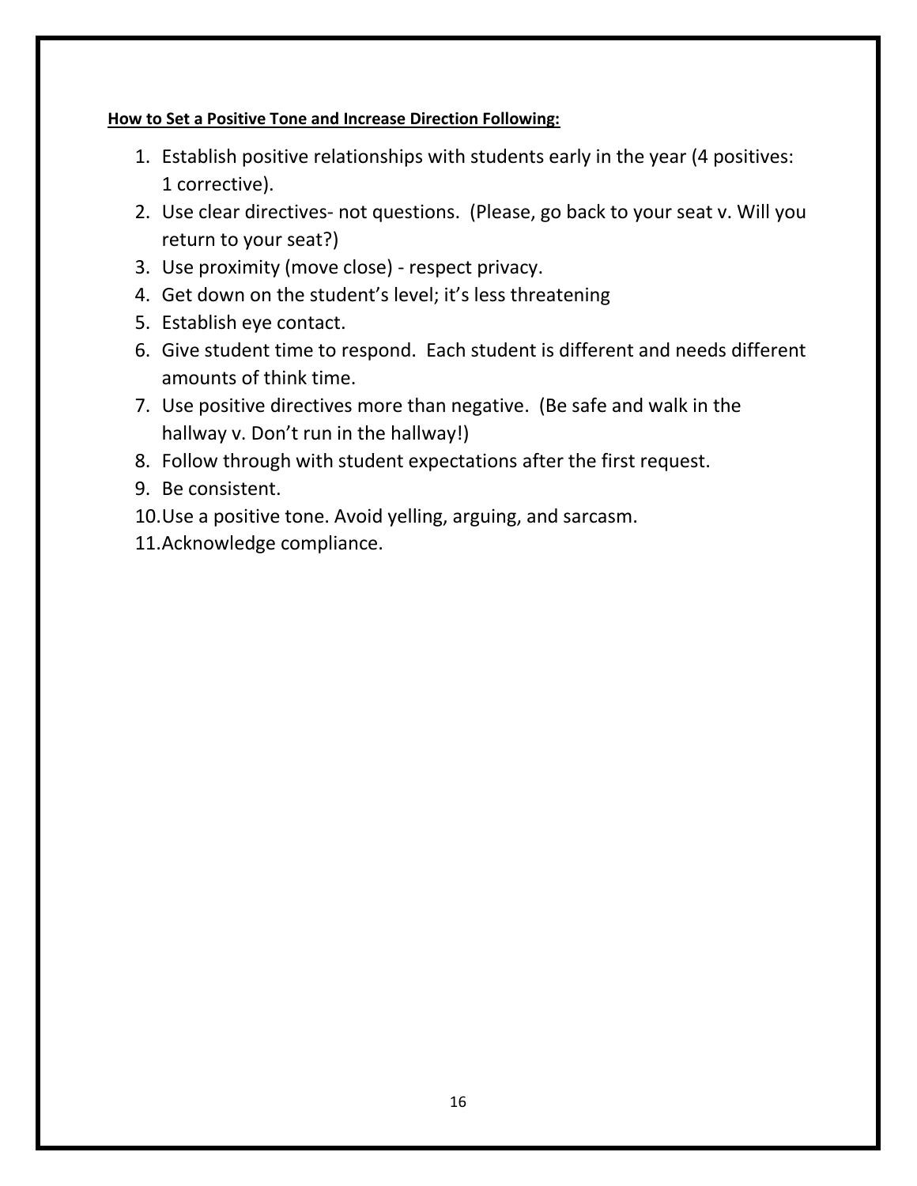**How to Set a Positive Tone and Increase Direction Following:**

1. Establish positive relationships with students early in the year (4 positives: 1 corrective).
2. Use clear directives- not questions. (Please, go back to your seat v. Will you return to your seat?)
3. Use proximity (move close) - respect privacy.
4. Get down on the student's level; it's less threatening
5. Establish eye contact.
6. Give student time to respond. Each student is different and needs different amounts of think time.
7. Use positive directives more than negative. (Be safe and walk in the hallway v. Don't run in the hallway!)
8. Follow through with student expectations after the first request.
9. Be consistent.
10. Use a positive tone. Avoid yelling, arguing, and sarcasm.
11. Acknowledge compliance.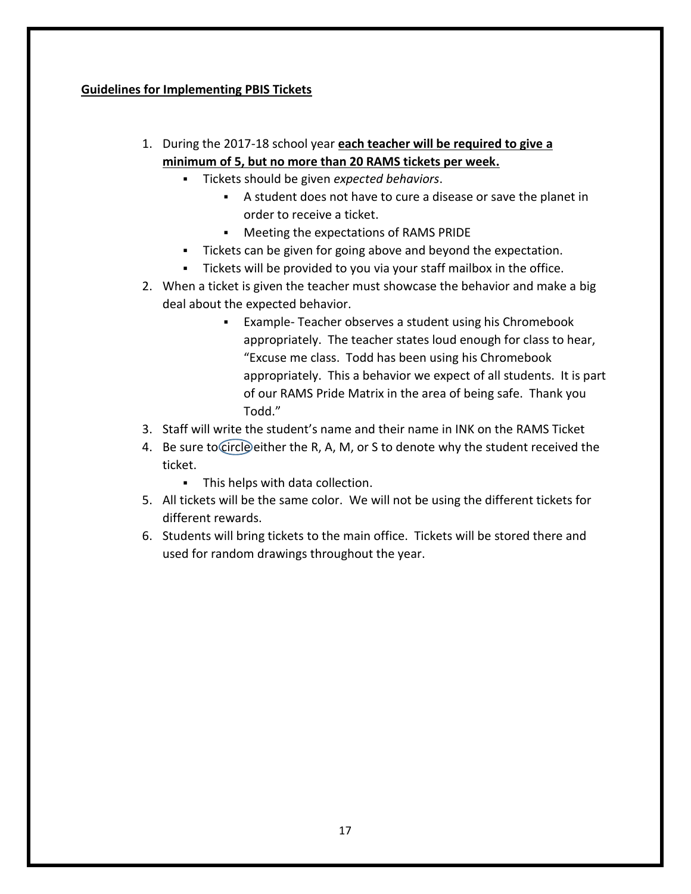**Guidelines for Implementing PBIS Tickets**

1. During the 2017-18 school year **each teacher will be required to give a minimum of 5, but no more than 20 RAMS tickets per week.**
   - Tickets should be given *expected behaviors*.
     - A student does not have to cure a disease or save the planet in order to receive a ticket.
     - Meeting the expectations of RAMS PRIDE
   - Tickets can be given for going above and beyond the expectation.
   - Tickets will be provided to you via your staff mailbox in the office.
2. When a ticket is given the teacher must showcase the behavior and make a big deal about the expected behavior.
   - Example- Teacher observes a student using his Chromebook appropriately. The teacher states loud enough for class to hear, "Excuse me class. Todd has been using his Chromebook appropriately. This a behavior we expect of all students. It is part of our RAMS Pride Matrix in the area of being safe. Thank you Todd."
3. Staff will write the student's name and their name in INK on the RAMS Ticket
4. Be sure to circle either the R, A, M, or S to denote why the student received the ticket.
   - This helps with data collection.
5. All tickets will be the same color. We will not be using the different tickets for different rewards.
6. Students will bring tickets to the main office. Tickets will be stored there and used for random drawings throughout the year.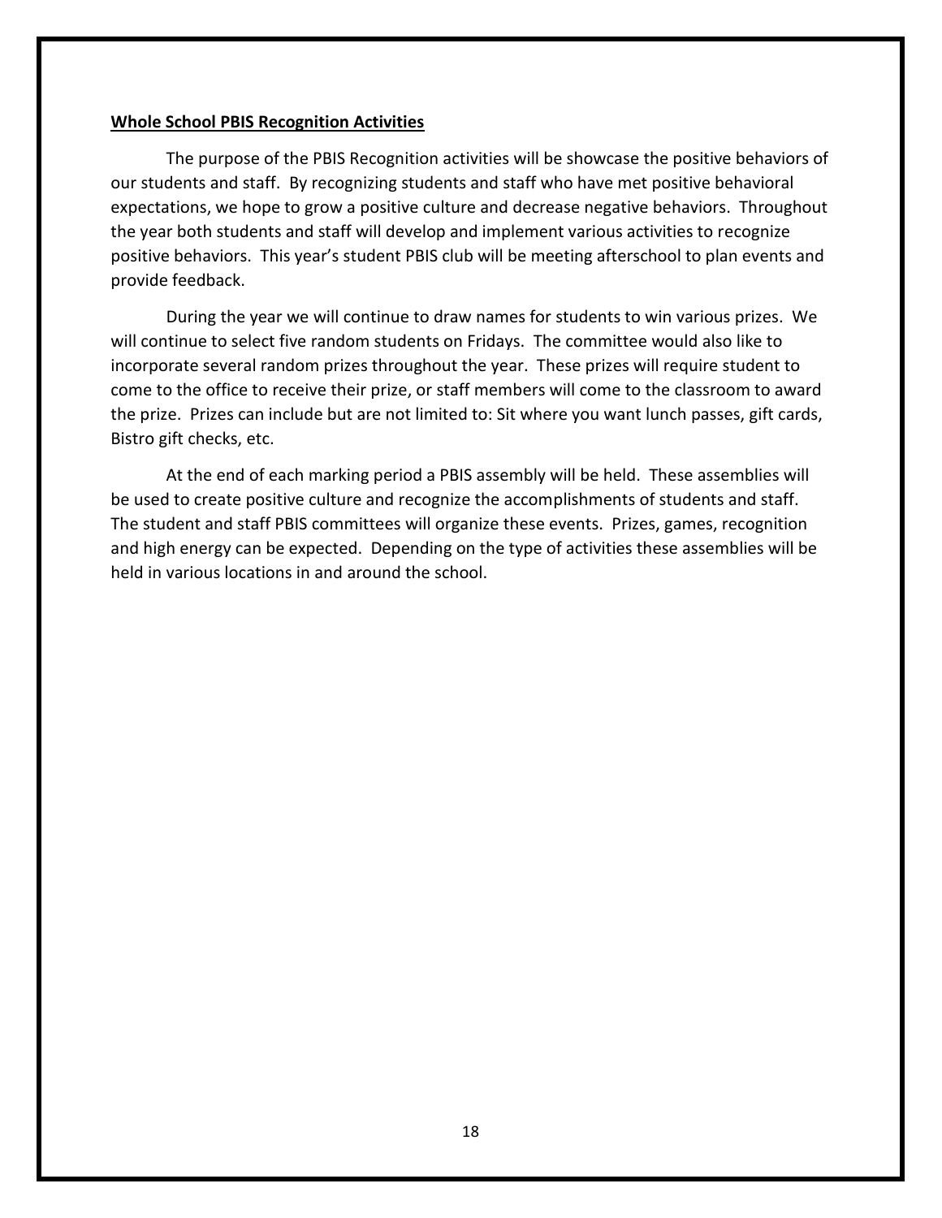**Whole School PBIS Recognition Activities**

The purpose of the PBIS Recognition activities will be showcase the positive behaviors of our students and staff. By recognizing students and staff who have met positive behavioral expectations, we hope to grow a positive culture and decrease negative behaviors. Throughout the year both students and staff will develop and implement various activities to recognize positive behaviors. This year's student PBIS club will be meeting afterschool to plan events and provide feedback.

During the year we will continue to draw names for students to win various prizes. We will continue to select five random students on Fridays. The committee would also like to incorporate several random prizes throughout the year. These prizes will require student to come to the office to receive their prize, or staff members will come to the classroom to award the prize. Prizes can include but are not limited to: Sit where you want lunch passes, gift cards, Bistro gift checks, etc.

At the end of each marking period a PBIS assembly will be held. These assemblies will be used to create positive culture and recognize the accomplishments of students and staff. The student and staff PBIS committees will organize these events. Prizes, games, recognition and high energy can be expected. Depending on the type of activities these assemblies will be held in various locations in and around the school.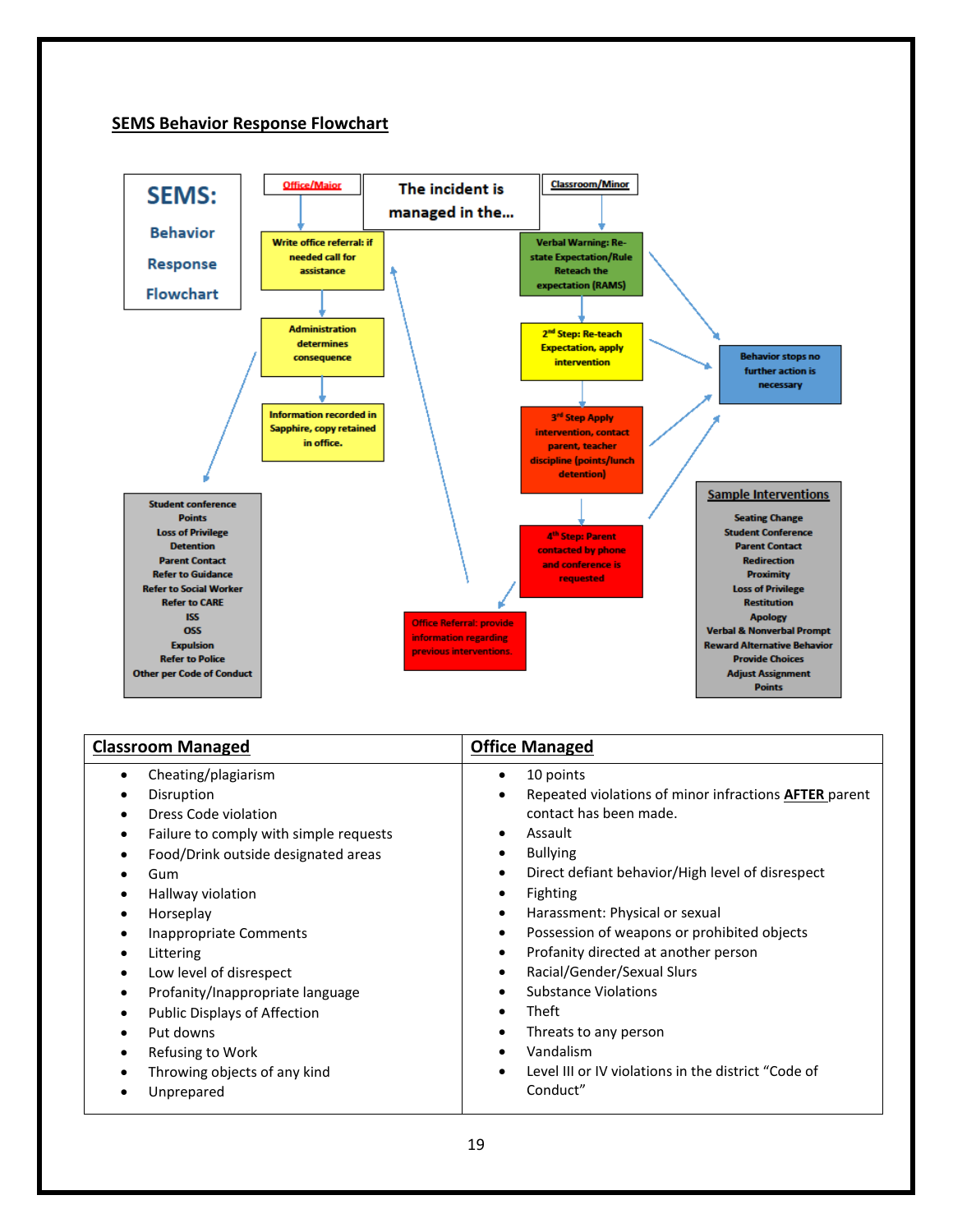## SEMS Behavior Response Flowchart

**SEMS: Behavior Response Flowchart**

The incident is managed in the...

**Office/Major**

- Write office referral: if needed call for assistance
- Administration determines consequence
- Information recorded in Sapphire, copy retained in office.

Student conference
Points
Loss of Privilege
Detention
Parent Contact
Refer to Guidance
Refer to Social Worker
Refer to CARE
ISS
OSS
Expulsion
Refer to Police
Other per Code of Conduct

**Classroom/Minor**

- Verbal Warning: Re-state Expectation/Rule Reteach the expectation (RAMS)
- 2nd Step: Re-teach Expectation, apply intervention
- 3rd Step Apply intervention, contact parent, teacher discipline (points/lunch detention)
- 4th Step: Parent contacted by phone and conference is requested
- Office Referral: provide information regarding previous interventions.

Behavior stops no further action is necessary

**Sample Interventions**

Seating Change
Student Conference
Parent Contact
Redirection
Proximity
Loss of Privilege
Restitution
Apology
Verbal & Nonverbal Prompt
Reward Alternative Behavior
Provide Choices
Adjust Assignment
Points

| **Classroom Managed** | **Office Managed** |
|---|---|
| • Cheating/plagiarism<br>• Disruption<br>• Dress Code violation<br>• Failure to comply with simple requests<br>• Food/Drink outside designated areas<br>• Gum<br>• Hallway violation<br>• Horseplay<br>• Inappropriate Comments<br>• Littering<br>• Low level of disrespect<br>• Profanity/Inappropriate language<br>• Public Displays of Affection<br>• Put downs<br>• Refusing to Work<br>• Throwing objects of any kind<br>• Unprepared | • 10 points<br>• Repeated violations of minor infractions **AFTER** parent contact has been made.<br>• Assault<br>• Bullying<br>• Direct defiant behavior/High level of disrespect<br>• Fighting<br>• Harassment: Physical or sexual<br>• Possession of weapons or prohibited objects<br>• Profanity directed at another person<br>• Racial/Gender/Sexual Slurs<br>• Substance Violations<br>• Theft<br>• Threats to any person<br>• Vandalism<br>• Level III or IV violations in the district "Code of Conduct" |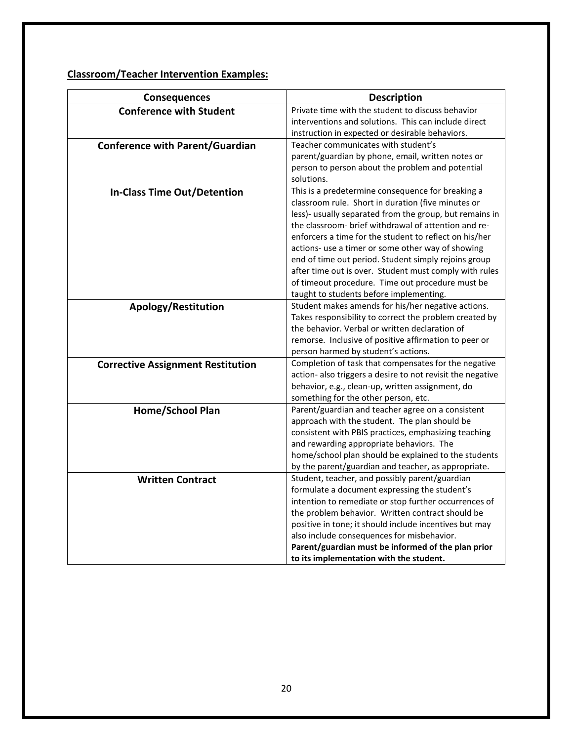**<u>Classroom/Teacher Intervention Examples:</u>**

| Consequences | Description |
|---|---|
| **Conference with Student** | Private time with the student to discuss behavior interventions and solutions. This can include direct instruction in expected or desirable behaviors. |
| **Conference with Parent/Guardian** | Teacher communicates with student's parent/guardian by phone, email, written notes or person to person about the problem and potential solutions. |
| **In-Class Time Out/Detention** | This is a predetermine consequence for breaking a classroom rule. Short in duration (five minutes or less)- usually separated from the group, but remains in the classroom- brief withdrawal of attention and re-enforcers a time for the student to reflect on his/her actions- use a timer or some other way of showing end of time out period. Student simply rejoins group after time out is over. Student must comply with rules of timeout procedure. Time out procedure must be taught to students before implementing. |
| **Apology/Restitution** | Student makes amends for his/her negative actions. Takes responsibility to correct the problem created by the behavior. Verbal or written declaration of remorse. Inclusive of positive affirmation to peer or person harmed by student's actions. |
| **Corrective Assignment Restitution** | Completion of task that compensates for the negative action- also triggers a desire to not revisit the negative behavior, e.g., clean-up, written assignment, do something for the other person, etc. |
| **Home/School Plan** | Parent/guardian and teacher agree on a consistent approach with the student. The plan should be consistent with PBIS practices, emphasizing teaching and rewarding appropriate behaviors. The home/school plan should be explained to the students by the parent/guardian and teacher, as appropriate. |
| **Written Contract** | Student, teacher, and possibly parent/guardian formulate a document expressing the student's intention to remediate or stop further occurrences of the problem behavior. Written contract should be positive in tone; it should include incentives but may also include consequences for misbehavior. **Parent/guardian must be informed of the plan prior to its implementation with the student.** |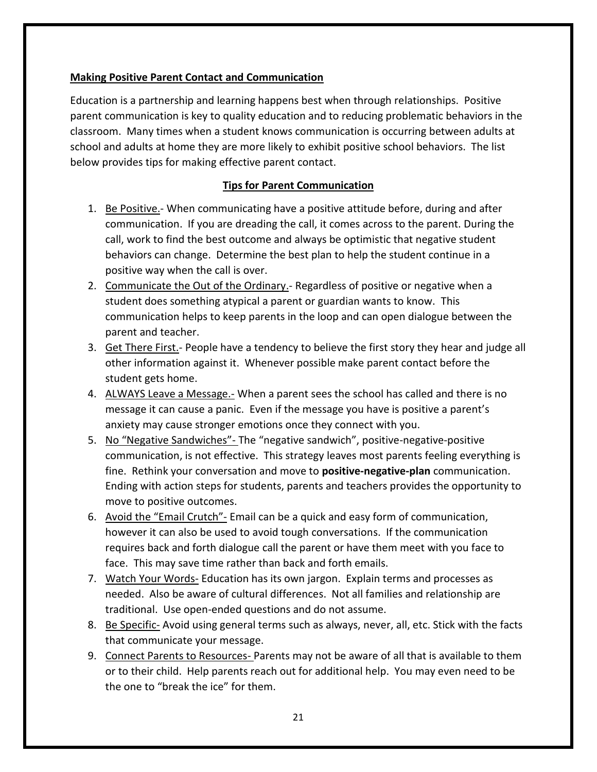## Making Positive Parent Contact and Communication

Education is a partnership and learning happens best when through relationships. Positive parent communication is key to quality education and to reducing problematic behaviors in the classroom. Many times when a student knows communication is occurring between adults at school and adults at home they are more likely to exhibit positive school behaviors. The list below provides tips for making effective parent contact.

### Tips for Parent Communication

1. Be Positive.- When communicating have a positive attitude before, during and after communication. If you are dreading the call, it comes across to the parent. During the call, work to find the best outcome and always be optimistic that negative student behaviors can change. Determine the best plan to help the student continue in a positive way when the call is over.
2. Communicate the Out of the Ordinary.- Regardless of positive or negative when a student does something atypical a parent or guardian wants to know. This communication helps to keep parents in the loop and can open dialogue between the parent and teacher.
3. Get There First.- People have a tendency to believe the first story they hear and judge all other information against it. Whenever possible make parent contact before the student gets home.
4. ALWAYS Leave a Message.- When a parent sees the school has called and there is no message it can cause a panic. Even if the message you have is positive a parent's anxiety may cause stronger emotions once they connect with you.
5. No "Negative Sandwiches"- The "negative sandwich", positive-negative-positive communication, is not effective. This strategy leaves most parents feeling everything is fine. Rethink your conversation and move to **positive-negative-plan** communication. Ending with action steps for students, parents and teachers provides the opportunity to move to positive outcomes.
6. Avoid the "Email Crutch"- Email can be a quick and easy form of communication, however it can also be used to avoid tough conversations. If the communication requires back and forth dialogue call the parent or have them meet with you face to face. This may save time rather than back and forth emails.
7. Watch Your Words- Education has its own jargon. Explain terms and processes as needed. Also be aware of cultural differences. Not all families and relationship are traditional. Use open-ended questions and do not assume.
8. Be Specific- Avoid using general terms such as always, never, all, etc. Stick with the facts that communicate your message.
9. Connect Parents to Resources- Parents may not be aware of all that is available to them or to their child. Help parents reach out for additional help. You may even need to be the one to "break the ice" for them.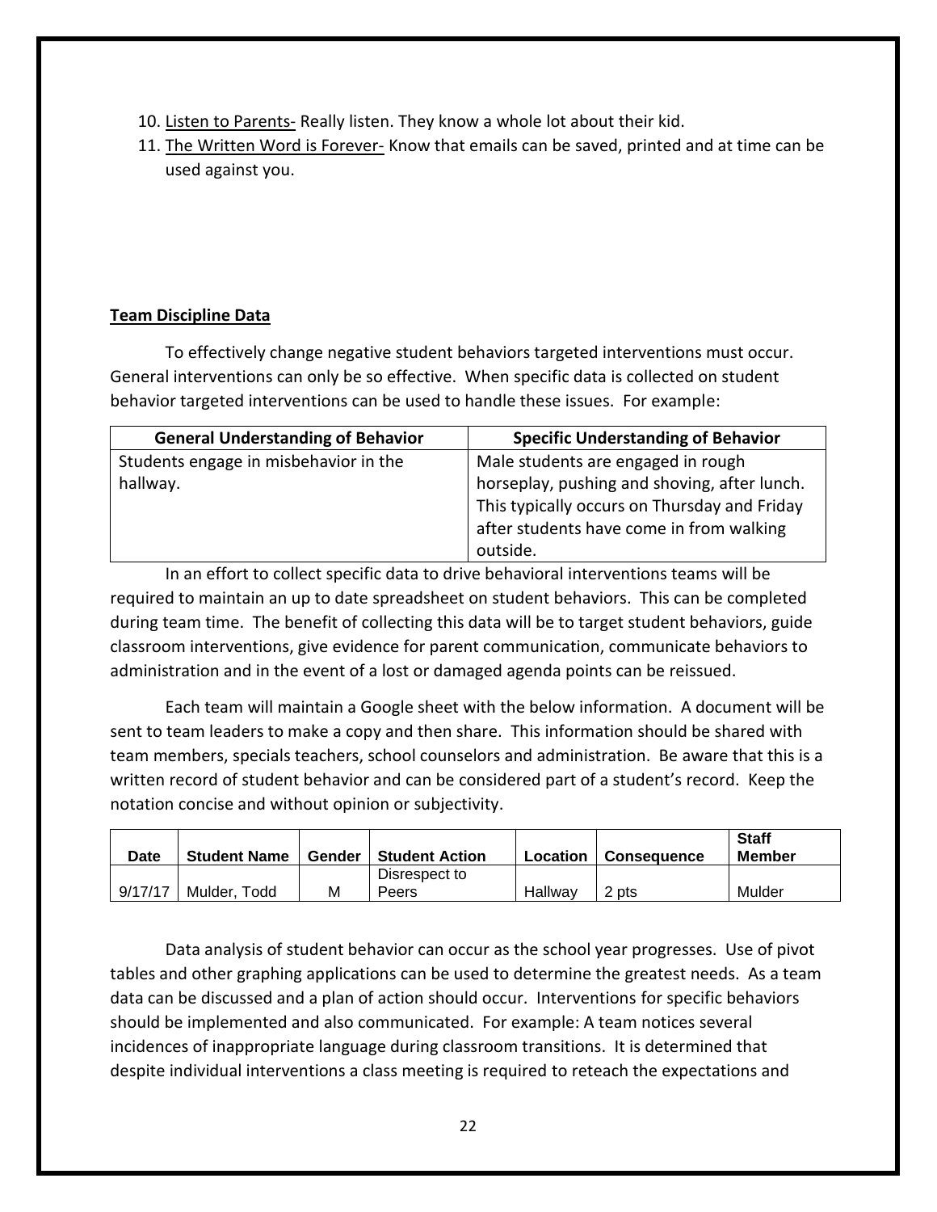10. <u>Listen to Parents-</u> Really listen. They know a whole lot about their kid.
11. <u>The Written Word is Forever-</u> Know that emails can be saved, printed and at time can be used against you.

**<u>Team Discipline Data</u>**

To effectively change negative student behaviors targeted interventions must occur. General interventions can only be so effective. When specific data is collected on student behavior targeted interventions can be used to handle these issues. For example:

| General Understanding of Behavior | Specific Understanding of Behavior |
| --- | --- |
| Students engage in misbehavior in the hallway. | Male students are engaged in rough horseplay, pushing and shoving, after lunch. This typically occurs on Thursday and Friday after students have come in from walking outside. |

In an effort to collect specific data to drive behavioral interventions teams will be required to maintain an up to date spreadsheet on student behaviors. This can be completed during team time. The benefit of collecting this data will be to target student behaviors, guide classroom interventions, give evidence for parent communication, communicate behaviors to administration and in the event of a lost or damaged agenda points can be reissued.

Each team will maintain a Google sheet with the below information. A document will be sent to team leaders to make a copy and then share. This information should be shared with team members, specials teachers, school counselors and administration. Be aware that this is a written record of student behavior and can be considered part of a student's record. Keep the notation concise and without opinion or subjectivity.

| Date | Student Name | Gender | Student Action | Location | Consequence | Staff Member |
| --- | --- | --- | --- | --- | --- | --- |
| 9/17/17 | Mulder, Todd | M | Disrespect to Peers | Hallway | 2 pts | Mulder |

Data analysis of student behavior can occur as the school year progresses. Use of pivot tables and other graphing applications can be used to determine the greatest needs. As a team data can be discussed and a plan of action should occur. Interventions for specific behaviors should be implemented and also communicated. For example: A team notices several incidences of inappropriate language during classroom transitions. It is determined that despite individual interventions a class meeting is required to reteach the expectations and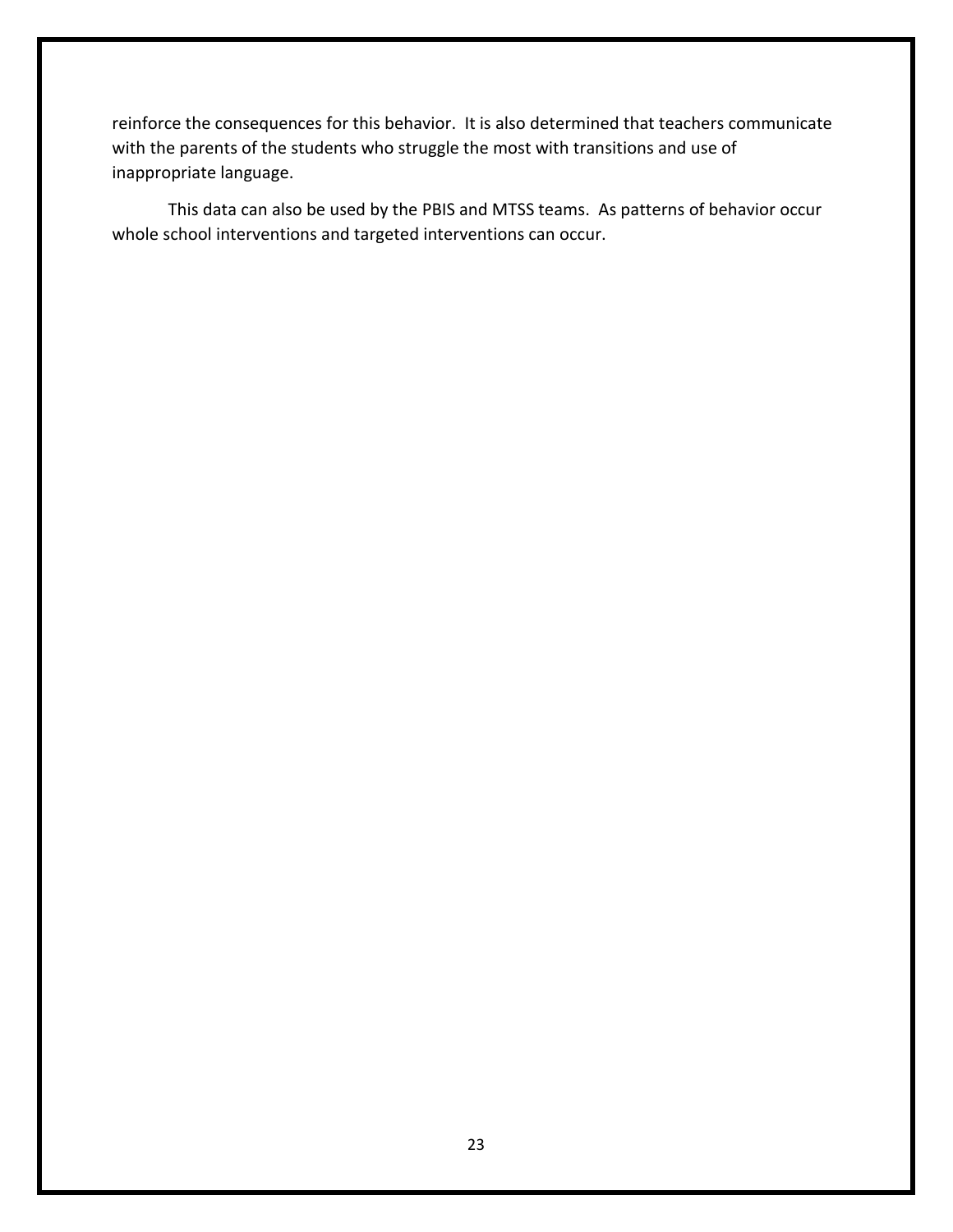reinforce the consequences for this behavior. It is also determined that teachers communicate with the parents of the students who struggle the most with transitions and use of inappropriate language.

This data can also be used by the PBIS and MTSS teams. As patterns of behavior occur whole school interventions and targeted interventions can occur.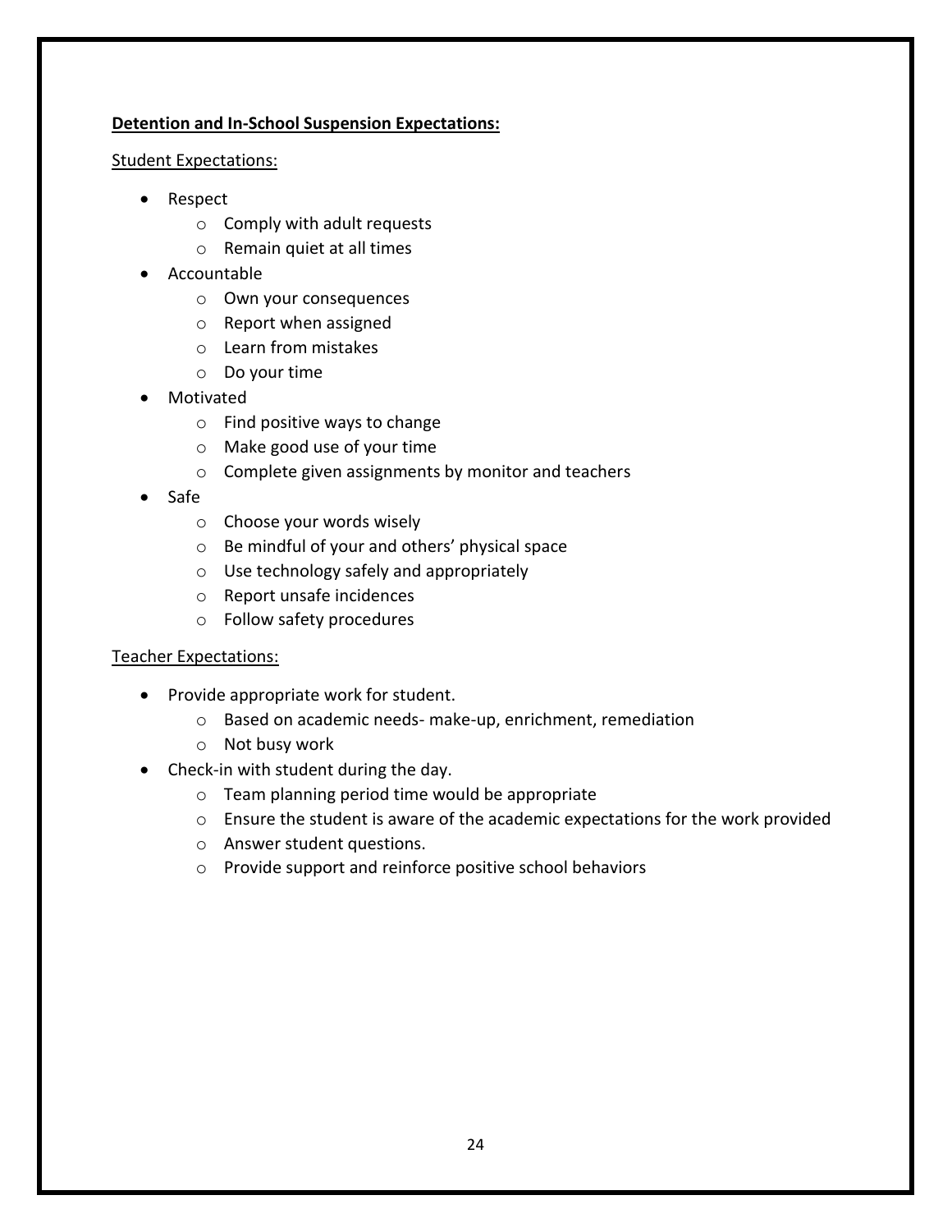**<u>Detention and In-School Suspension Expectations:</u>**

<u>Student Expectations:</u>

- Respect
  - Comply with adult requests
  - Remain quiet at all times
- Accountable
  - Own your consequences
  - Report when assigned
  - Learn from mistakes
  - Do your time
- Motivated
  - Find positive ways to change
  - Make good use of your time
  - Complete given assignments by monitor and teachers
- Safe
  - Choose your words wisely
  - Be mindful of your and others' physical space
  - Use technology safely and appropriately
  - Report unsafe incidences
  - Follow safety procedures

<u>Teacher Expectations:</u>

- Provide appropriate work for student.
  - Based on academic needs- make-up, enrichment, remediation
  - Not busy work
- Check-in with student during the day.
  - Team planning period time would be appropriate
  - Ensure the student is aware of the academic expectations for the work provided
  - Answer student questions.
  - Provide support and reinforce positive school behaviors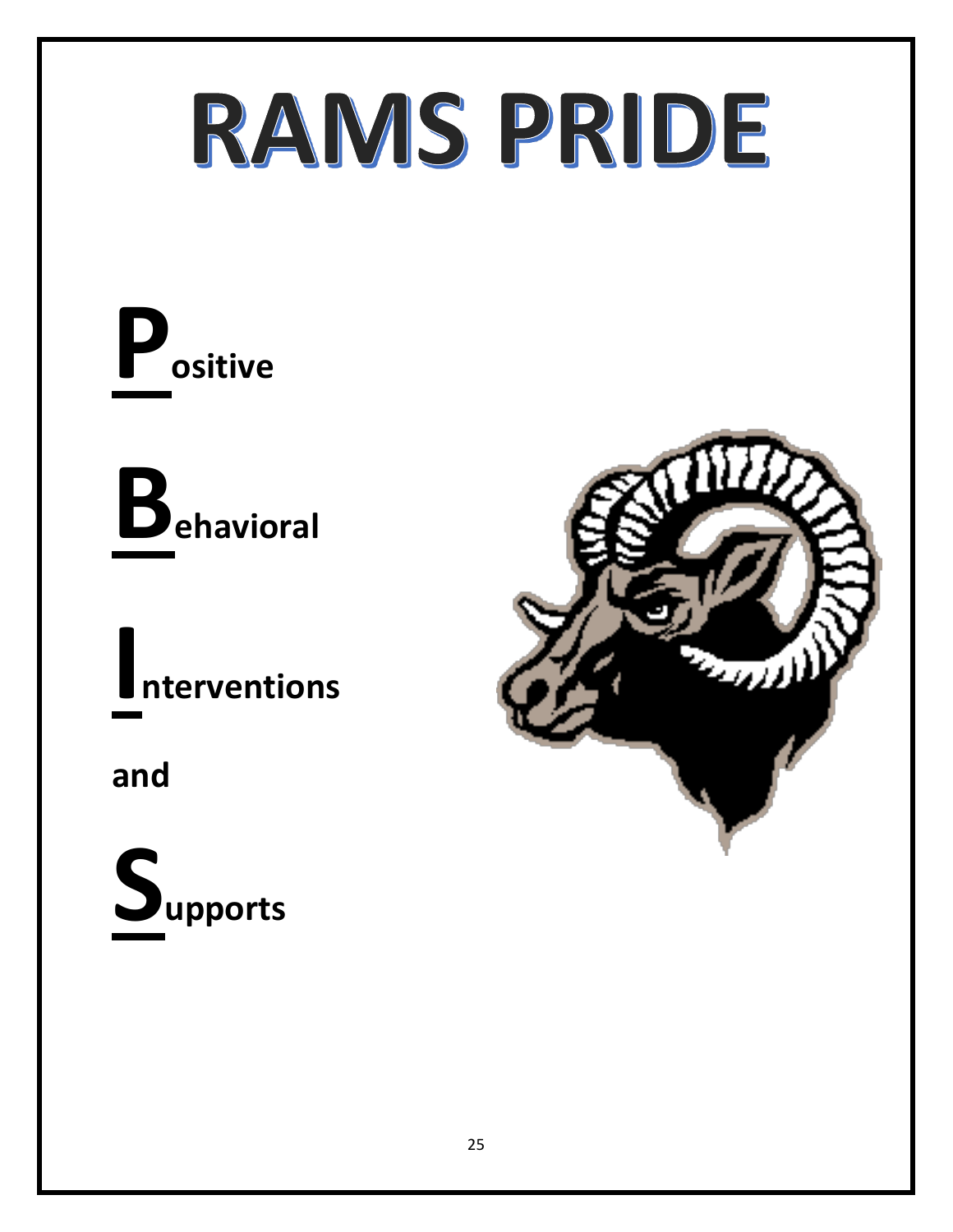# RAMS PRIDE

**P**ositive

**B**ehavioral

**I**nterventions

**and**

**S**upports